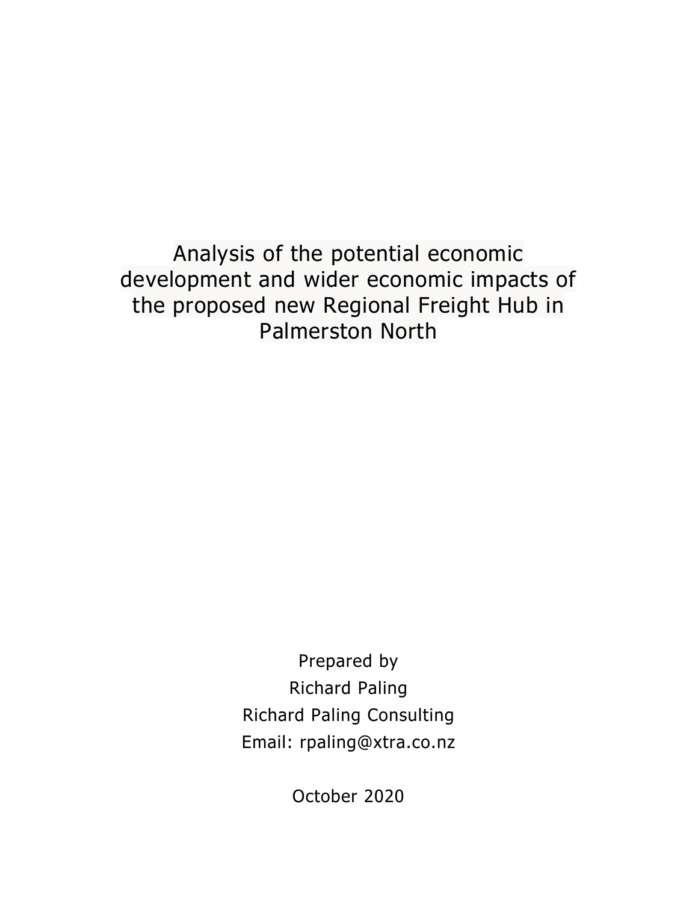# Analysis of the potential economic development and wider economic impacts of the proposed new Regional Freight Hub in Palmerston North

Prepared by

Richard Paling

Richard Paling Consulting

Email: rpaling@xtra.co.nz

October 2020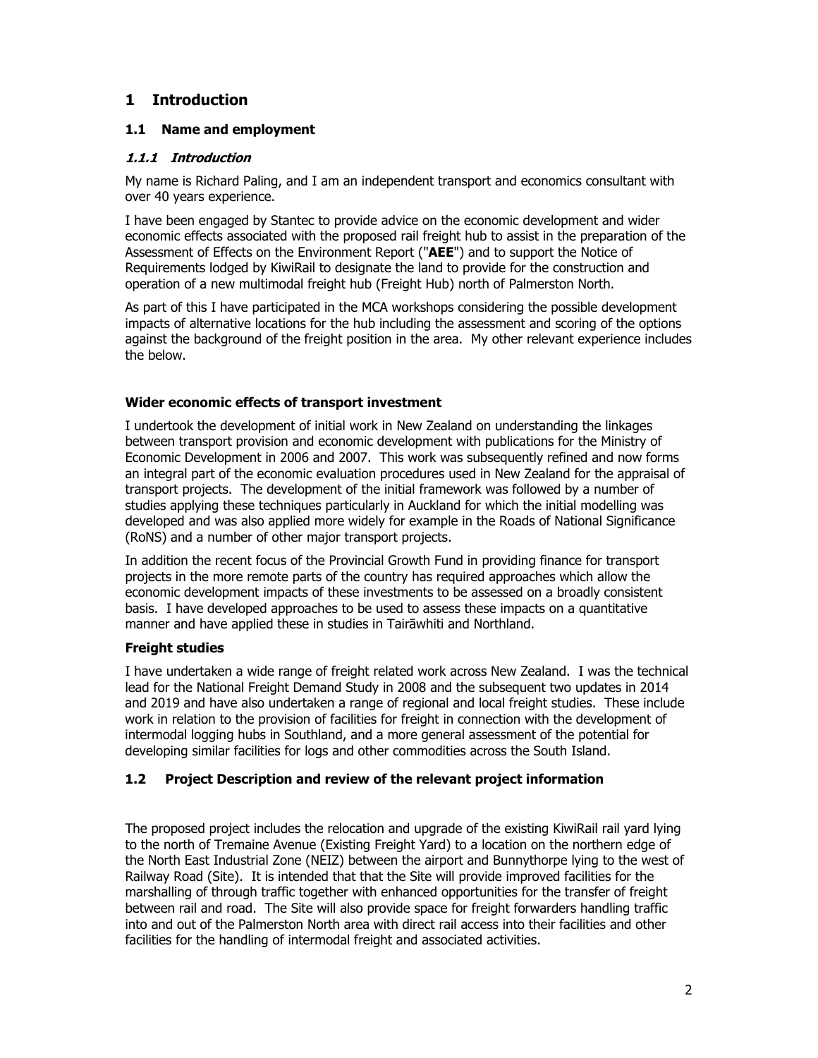# 1 Introduction

## 1.1 Name and employment

### *1.1.1 Introduction*

My name is Richard Paling, and I am an independent transport and economics consultant with over 40 years experience.

I have been engaged by Stantec to provide advice on the economic development and wider economic effects associated with the proposed rail freight hub to assist in the preparation of the Assessment of Effects on the Environment Report ("**AEE**") and to support the Notice of Requirements lodged by KiwiRail to designate the land to provide for the construction and operation of a new multimodal freight hub (Freight Hub) north of Palmerston North.

As part of this I have participated in the MCA workshops considering the possible development impacts of alternative locations for the hub including the assessment and scoring of the options against the background of the freight position in the area. My other relevant experience includes the below.

**Wider economic effects of transport investment**

I undertook the development of initial work in New Zealand on understanding the linkages between transport provision and economic development with publications for the Ministry of Economic Development in 2006 and 2007. This work was subsequently refined and now forms an integral part of the economic evaluation procedures used in New Zealand for the appraisal of transport projects. The development of the initial framework was followed by a number of studies applying these techniques particularly in Auckland for which the initial modelling was developed and was also applied more widely for example in the Roads of National Significance (RoNS) and a number of other major transport projects.

In addition the recent focus of the Provincial Growth Fund in providing finance for transport projects in the more remote parts of the country has required approaches which allow the economic development impacts of these investments to be assessed on a broadly consistent basis. I have developed approaches to be used to assess these impacts on a quantitative manner and have applied these in studies in Tairāwhiti and Northland.

**Freight studies**

I have undertaken a wide range of freight related work across New Zealand. I was the technical lead for the National Freight Demand Study in 2008 and the subsequent two updates in 2014 and 2019 and have also undertaken a range of regional and local freight studies. These include work in relation to the provision of facilities for freight in connection with the development of intermodal logging hubs in Southland, and a more general assessment of the potential for developing similar facilities for logs and other commodities across the South Island.

## 1.2 Project Description and review of the relevant project information

The proposed project includes the relocation and upgrade of the existing KiwiRail rail yard lying to the north of Tremaine Avenue (Existing Freight Yard) to a location on the northern edge of the North East Industrial Zone (NEIZ) between the airport and Bunnythorpe lying to the west of Railway Road (Site). It is intended that that the Site will provide improved facilities for the marshalling of through traffic together with enhanced opportunities for the transfer of freight between rail and road. The Site will also provide space for freight forwarders handling traffic into and out of the Palmerston North area with direct rail access into their facilities and other facilities for the handling of intermodal freight and associated activities.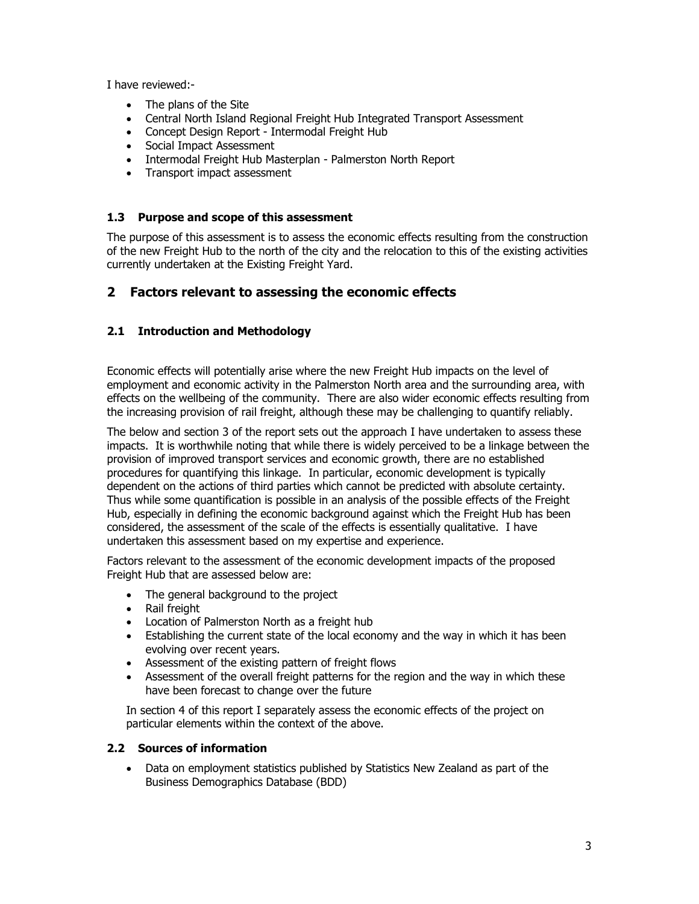I have reviewed:-

- The plans of the Site
- Central North Island Regional Freight Hub Integrated Transport Assessment
- Concept Design Report - Intermodal Freight Hub
- Social Impact Assessment
- Intermodal Freight Hub Masterplan - Palmerston North Report
- Transport impact assessment

### 1.3 Purpose and scope of this assessment

The purpose of this assessment is to assess the economic effects resulting from the construction of the new Freight Hub to the north of the city and the relocation to this of the existing activities currently undertaken at the Existing Freight Yard.

## 2 Factors relevant to assessing the economic effects

### 2.1 Introduction and Methodology

Economic effects will potentially arise where the new Freight Hub impacts on the level of employment and economic activity in the Palmerston North area and the surrounding area, with effects on the wellbeing of the community. There are also wider economic effects resulting from the increasing provision of rail freight, although these may be challenging to quantify reliably.

The below and section 3 of the report sets out the approach I have undertaken to assess these impacts. It is worthwhile noting that while there is widely perceived to be a linkage between the provision of improved transport services and economic growth, there are no established procedures for quantifying this linkage. In particular, economic development is typically dependent on the actions of third parties which cannot be predicted with absolute certainty. Thus while some quantification is possible in an analysis of the possible effects of the Freight Hub, especially in defining the economic background against which the Freight Hub has been considered, the assessment of the scale of the effects is essentially qualitative. I have undertaken this assessment based on my expertise and experience.

Factors relevant to the assessment of the economic development impacts of the proposed Freight Hub that are assessed below are:

- The general background to the project
- Rail freight
- Location of Palmerston North as a freight hub
- Establishing the current state of the local economy and the way in which it has been evolving over recent years.
- Assessment of the existing pattern of freight flows
- Assessment of the overall freight patterns for the region and the way in which these have been forecast to change over the future

In section 4 of this report I separately assess the economic effects of the project on particular elements within the context of the above.

### 2.2 Sources of information

- Data on employment statistics published by Statistics New Zealand as part of the Business Demographics Database (BDD)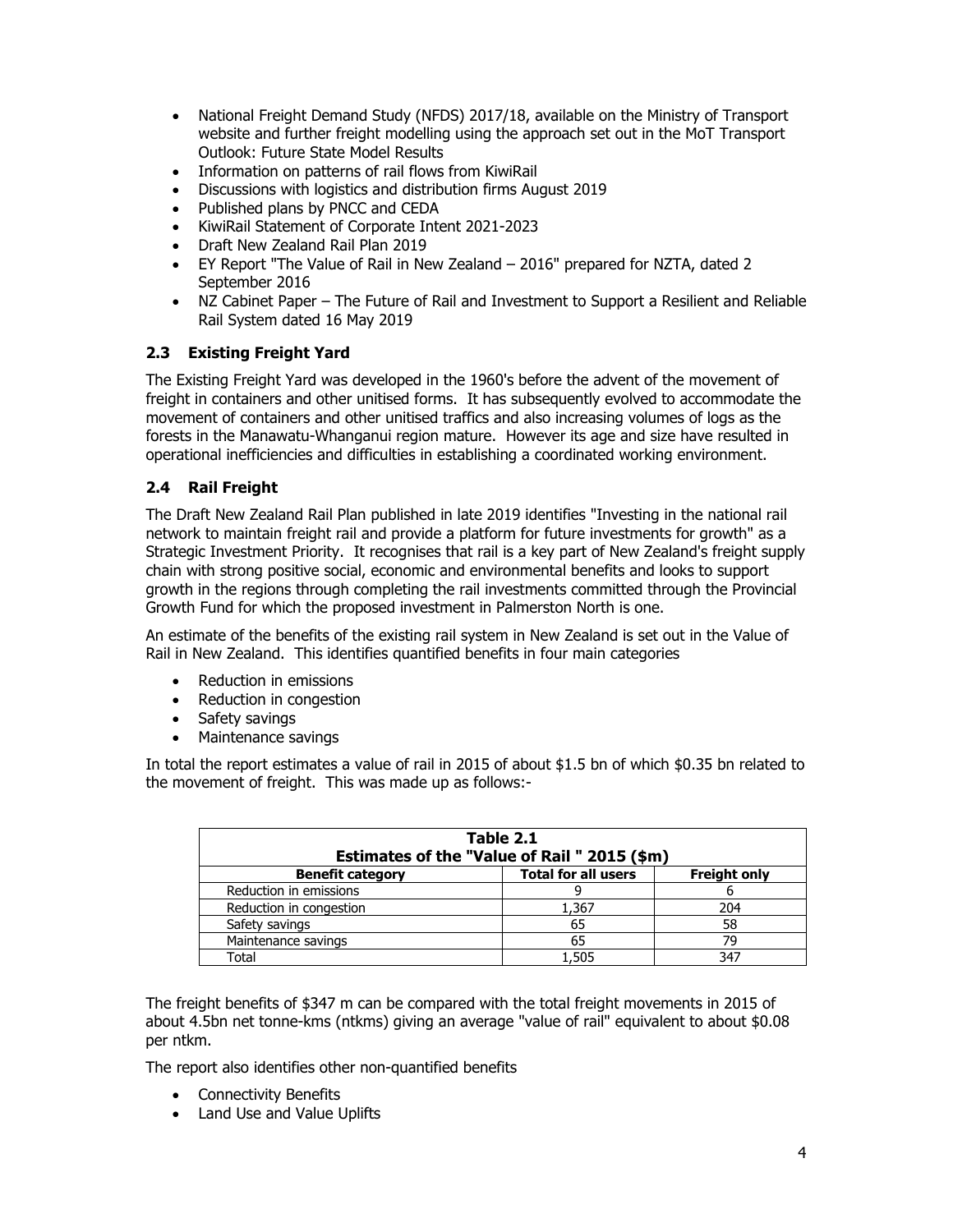- National Freight Demand Study (NFDS) 2017/18, available on the Ministry of Transport website and further freight modelling using the approach set out in the MoT Transport Outlook: Future State Model Results
- Information on patterns of rail flows from KiwiRail
- Discussions with logistics and distribution firms August 2019
- Published plans by PNCC and CEDA
- KiwiRail Statement of Corporate Intent 2021-2023
- Draft New Zealand Rail Plan 2019
- EY Report "The Value of Rail in New Zealand – 2016" prepared for NZTA, dated 2 September 2016
- NZ Cabinet Paper – The Future of Rail and Investment to Support a Resilient and Reliable Rail System dated 16 May 2019

### 2.3 Existing Freight Yard

The Existing Freight Yard was developed in the 1960's before the advent of the movement of freight in containers and other unitised forms. It has subsequently evolved to accommodate the movement of containers and other unitised traffics and also increasing volumes of logs as the forests in the Manawatu-Whanganui region mature. However its age and size have resulted in operational inefficiencies and difficulties in establishing a coordinated working environment.

### 2.4 Rail Freight

The Draft New Zealand Rail Plan published in late 2019 identifies "Investing in the national rail network to maintain freight rail and provide a platform for future investments for growth" as a Strategic Investment Priority. It recognises that rail is a key part of New Zealand's freight supply chain with strong positive social, economic and environmental benefits and looks to support growth in the regions through completing the rail investments committed through the Provincial Growth Fund for which the proposed investment in Palmerston North is one.

An estimate of the benefits of the existing rail system in New Zealand is set out in the Value of Rail in New Zealand. This identifies quantified benefits in four main categories

- Reduction in emissions
- Reduction in congestion
- Safety savings
- Maintenance savings

In total the report estimates a value of rail in 2015 of about $1.5 bn of which $0.35 bn related to the movement of freight. This was made up as follows:-

**Table 2.1**
**Estimates of the "Value of Rail " 2015 ($m)**

| Benefit category | Total for all users | Freight only |
|---|---|---|
| Reduction in emissions | 9 | 6 |
| Reduction in congestion | 1,367 | 204 |
| Safety savings | 65 | 58 |
| Maintenance savings | 65 | 79 |
| Total | 1,505 | 347 |

The freight benefits of $347 m can be compared with the total freight movements in 2015 of about 4.5bn net tonne-kms (ntkms) giving an average "value of rail" equivalent to about $0.08 per ntkm.

The report also identifies other non-quantified benefits

- Connectivity Benefits
- Land Use and Value Uplifts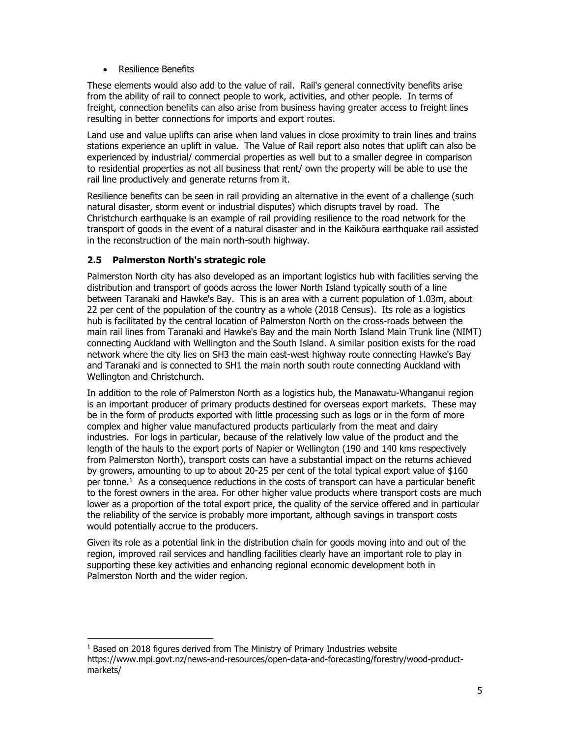- Resilience Benefits

These elements would also add to the value of rail. Rail's general connectivity benefits arise from the ability of rail to connect people to work, activities, and other people. In terms of freight, connection benefits can also arise from business having greater access to freight lines resulting in better connections for imports and export routes.

Land use and value uplifts can arise when land values in close proximity to train lines and trains stations experience an uplift in value. The Value of Rail report also notes that uplift can also be experienced by industrial/ commercial properties as well but to a smaller degree in comparison to residential properties as not all business that rent/ own the property will be able to use the rail line productively and generate returns from it.

Resilience benefits can be seen in rail providing an alternative in the event of a challenge (such natural disaster, storm event or industrial disputes) which disrupts travel by road. The Christchurch earthquake is an example of rail providing resilience to the road network for the transport of goods in the event of a natural disaster and in the Kaikōura earthquake rail assisted in the reconstruction of the main north-south highway.

### 2.5 Palmerston North's strategic role

Palmerston North city has also developed as an important logistics hub with facilities serving the distribution and transport of goods across the lower North Island typically south of a line between Taranaki and Hawke's Bay. This is an area with a current population of 1.03m, about 22 per cent of the population of the country as a whole (2018 Census). Its role as a logistics hub is facilitated by the central location of Palmerston North on the cross-roads between the main rail lines from Taranaki and Hawke's Bay and the main North Island Main Trunk line (NIMT) connecting Auckland with Wellington and the South Island. A similar position exists for the road network where the city lies on SH3 the main east-west highway route connecting Hawke's Bay and Taranaki and is connected to SH1 the main north south route connecting Auckland with Wellington and Christchurch.

In addition to the role of Palmerston North as a logistics hub, the Manawatu-Whanganui region is an important producer of primary products destined for overseas export markets. These may be in the form of products exported with little processing such as logs or in the form of more complex and higher value manufactured products particularly from the meat and dairy industries. For logs in particular, because of the relatively low value of the product and the length of the hauls to the export ports of Napier or Wellington (190 and 140 kms respectively from Palmerston North), transport costs can have a substantial impact on the returns achieved by growers, amounting to up to about 20-25 per cent of the total typical export value of $160 per tonne.[1] As a consequence reductions in the costs of transport can have a particular benefit to the forest owners in the area. For other higher value products where transport costs are much lower as a proportion of the total export price, the quality of the service offered and in particular the reliability of the service is probably more important, although savings in transport costs would potentially accrue to the producers.

Given its role as a potential link in the distribution chain for goods moving into and out of the region, improved rail services and handling facilities clearly have an important role to play in supporting these key activities and enhancing regional economic development both in Palmerston North and the wider region.

---

[1] Based on 2018 figures derived from The Ministry of Primary Industries website https://www.mpi.govt.nz/news-and-resources/open-data-and-forecasting/forestry/wood-product-markets/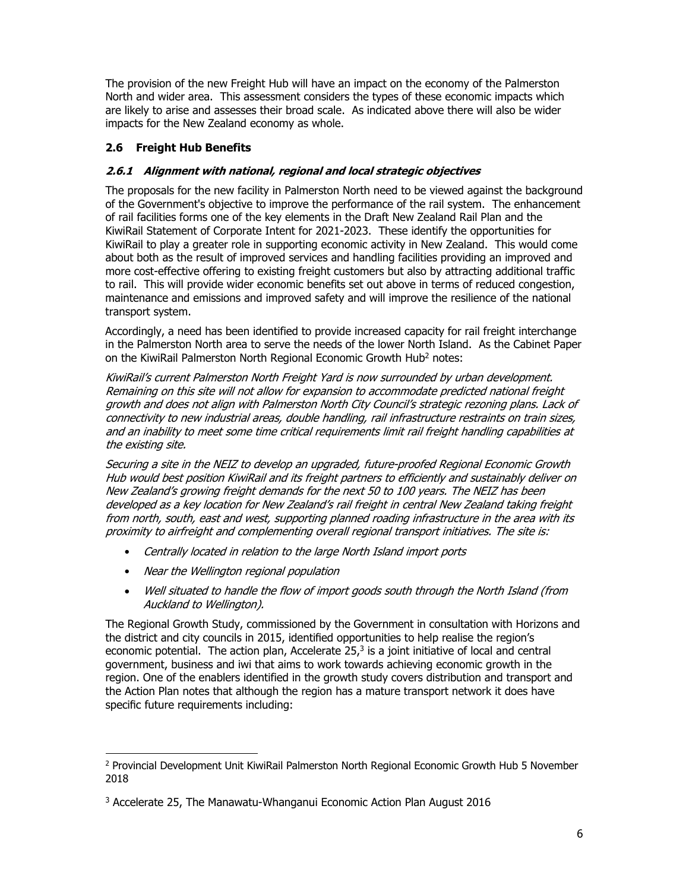The provision of the new Freight Hub will have an impact on the economy of the Palmerston North and wider area. This assessment considers the types of these economic impacts which are likely to arise and assesses their broad scale. As indicated above there will also be wider impacts for the New Zealand economy as whole.

## 2.6 Freight Hub Benefits

### *2.6.1 Alignment with national, regional and local strategic objectives*

The proposals for the new facility in Palmerston North need to be viewed against the background of the Government's objective to improve the performance of the rail system. The enhancement of rail facilities forms one of the key elements in the Draft New Zealand Rail Plan and the KiwiRail Statement of Corporate Intent for 2021-2023. These identify the opportunities for KiwiRail to play a greater role in supporting economic activity in New Zealand. This would come about both as the result of improved services and handling facilities providing an improved and more cost-effective offering to existing freight customers but also by attracting additional traffic to rail. This will provide wider economic benefits set out above in terms of reduced congestion, maintenance and emissions and improved safety and will improve the resilience of the national transport system.

Accordingly, a need has been identified to provide increased capacity for rail freight interchange in the Palmerston North area to serve the needs of the lower North Island. As the Cabinet Paper on the KiwiRail Palmerston North Regional Economic Growth Hub[2] notes:

*KiwiRail's current Palmerston North Freight Yard is now surrounded by urban development. Remaining on this site will not allow for expansion to accommodate predicted national freight growth and does not align with Palmerston North City Council's strategic rezoning plans. Lack of connectivity to new industrial areas, double handling, rail infrastructure restraints on train sizes, and an inability to meet some time critical requirements limit rail freight handling capabilities at the existing site.*

*Securing a site in the NEIZ to develop an upgraded, future-proofed Regional Economic Growth Hub would best position KiwiRail and its freight partners to efficiently and sustainably deliver on New Zealand's growing freight demands for the next 50 to 100 years. The NEIZ has been developed as a key location for New Zealand's rail freight in central New Zealand taking freight from north, south, east and west, supporting planned roading infrastructure in the area with its proximity to airfreight and complementing overall regional transport initiatives. The site is:*

- *Centrally located in relation to the large North Island import ports*
- *Near the Wellington regional population*
- *Well situated to handle the flow of import goods south through the North Island (from Auckland to Wellington).*

The Regional Growth Study, commissioned by the Government in consultation with Horizons and the district and city councils in 2015, identified opportunities to help realise the region's economic potential. The action plan, Accelerate 25,[3] is a joint initiative of local and central government, business and iwi that aims to work towards achieving economic growth in the region. One of the enablers identified in the growth study covers distribution and transport and the Action Plan notes that although the region has a mature transport network it does have specific future requirements including:

---

[2] Provincial Development Unit KiwiRail Palmerston North Regional Economic Growth Hub 5 November 2018

[3] Accelerate 25, The Manawatu-Whanganui Economic Action Plan August 2016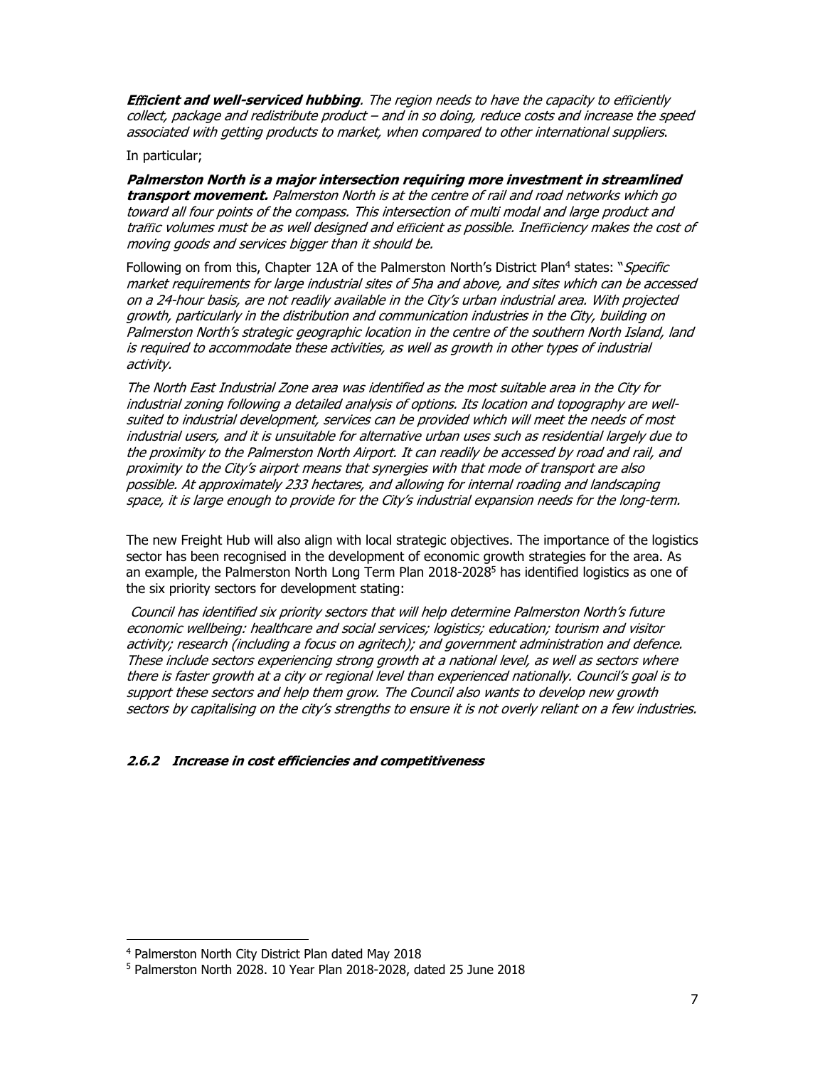***Efficient and well-serviced hubbing**. The region needs to have the capacity to efficiently collect, package and redistribute product – and in so doing, reduce costs and increase the speed associated with getting products to market, when compared to other international suppliers.*

In particular;

***Palmerston North is a major intersection requiring more investment in streamlined transport movement.** Palmerston North is at the centre of rail and road networks which go toward all four points of the compass. This intersection of multi modal and large product and traffic volumes must be as well designed and efficient as possible. Inefficiency makes the cost of moving goods and services bigger than it should be.*

Following on from this, Chapter 12A of the Palmerston North's District Plan[4] states: "*Specific market requirements for large industrial sites of 5ha and above, and sites which can be accessed on a 24-hour basis, are not readily available in the City's urban industrial area. With projected growth, particularly in the distribution and communication industries in the City, building on Palmerston North's strategic geographic location in the centre of the southern North Island, land is required to accommodate these activities, as well as growth in other types of industrial activity.*

*The North East Industrial Zone area was identified as the most suitable area in the City for industrial zoning following a detailed analysis of options. Its location and topography are well-suited to industrial development, services can be provided which will meet the needs of most industrial users, and it is unsuitable for alternative urban uses such as residential largely due to the proximity to the Palmerston North Airport. It can readily be accessed by road and rail, and proximity to the City's airport means that synergies with that mode of transport are also possible. At approximately 233 hectares, and allowing for internal roading and landscaping space, it is large enough to provide for the City's industrial expansion needs for the long-term.*

The new Freight Hub will also align with local strategic objectives. The importance of the logistics sector has been recognised in the development of economic growth strategies for the area. As an example, the Palmerston North Long Term Plan 2018-2028[5] has identified logistics as one of the six priority sectors for development stating:

*Council has identified six priority sectors that will help determine Palmerston North's future economic wellbeing: healthcare and social services; logistics; education; tourism and visitor activity; research (including a focus on agritech); and government administration and defence. These include sectors experiencing strong growth at a national level, as well as sectors where there is faster growth at a city or regional level than experienced nationally. Council's goal is to support these sectors and help them grow. The Council also wants to develop new growth sectors by capitalising on the city's strengths to ensure it is not overly reliant on a few industries.*

#### *2.6.2 Increase in cost efficiencies and competitiveness*

---

[4] Palmerston North City District Plan dated May 2018

[5] Palmerston North 2028. 10 Year Plan 2018-2028, dated 25 June 2018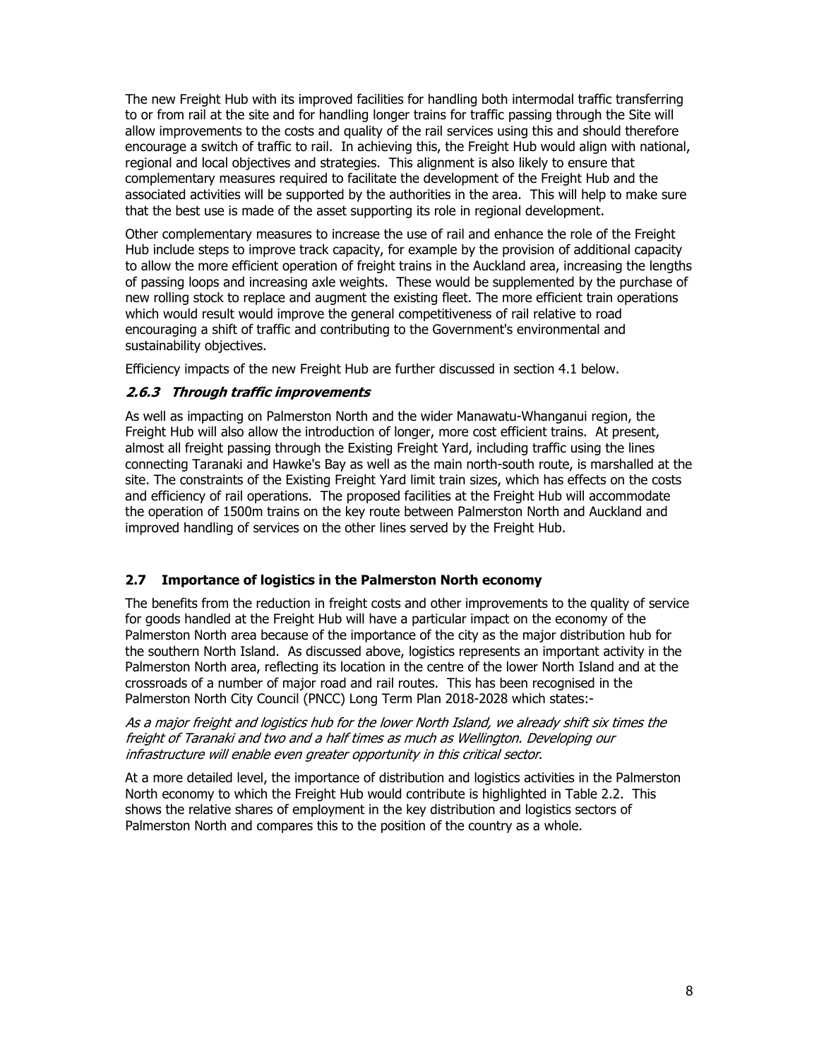The new Freight Hub with its improved facilities for handling both intermodal traffic transferring to or from rail at the site and for handling longer trains for traffic passing through the Site will allow improvements to the costs and quality of the rail services using this and should therefore encourage a switch of traffic to rail. In achieving this, the Freight Hub would align with national, regional and local objectives and strategies. This alignment is also likely to ensure that complementary measures required to facilitate the development of the Freight Hub and the associated activities will be supported by the authorities in the area. This will help to make sure that the best use is made of the asset supporting its role in regional development.

Other complementary measures to increase the use of rail and enhance the role of the Freight Hub include steps to improve track capacity, for example by the provision of additional capacity to allow the more efficient operation of freight trains in the Auckland area, increasing the lengths of passing loops and increasing axle weights. These would be supplemented by the purchase of new rolling stock to replace and augment the existing fleet. The more efficient train operations which would result would improve the general competitiveness of rail relative to road encouraging a shift of traffic and contributing to the Government's environmental and sustainability objectives.

Efficiency impacts of the new Freight Hub are further discussed in section 4.1 below.

### *2.6.3 Through traffic improvements*

As well as impacting on Palmerston North and the wider Manawatu-Whanganui region, the Freight Hub will also allow the introduction of longer, more cost efficient trains. At present, almost all freight passing through the Existing Freight Yard, including traffic using the lines connecting Taranaki and Hawke's Bay as well as the main north-south route, is marshalled at the site. The constraints of the Existing Freight Yard limit train sizes, which has effects on the costs and efficiency of rail operations. The proposed facilities at the Freight Hub will accommodate the operation of 1500m trains on the key route between Palmerston North and Auckland and improved handling of services on the other lines served by the Freight Hub.

## 2.7 Importance of logistics in the Palmerston North economy

The benefits from the reduction in freight costs and other improvements to the quality of service for goods handled at the Freight Hub will have a particular impact on the economy of the Palmerston North area because of the importance of the city as the major distribution hub for the southern North Island. As discussed above, logistics represents an important activity in the Palmerston North area, reflecting its location in the centre of the lower North Island and at the crossroads of a number of major road and rail routes. This has been recognised in the Palmerston North City Council (PNCC) Long Term Plan 2018-2028 which states:-

*As a major freight and logistics hub for the lower North Island, we already shift six times the freight of Taranaki and two and a half times as much as Wellington. Developing our infrastructure will enable even greater opportunity in this critical sector*.

At a more detailed level, the importance of distribution and logistics activities in the Palmerston North economy to which the Freight Hub would contribute is highlighted in Table 2.2. This shows the relative shares of employment in the key distribution and logistics sectors of Palmerston North and compares this to the position of the country as a whole.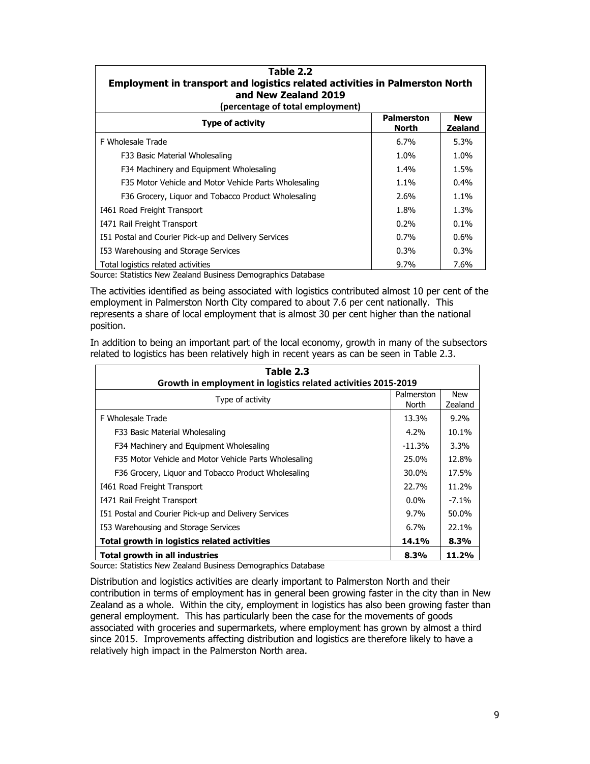| Table 2.2 Employment in transport and logistics related activities in Palmerston North and New Zealand 2019 (percentage of total employment) | | |
|---|---|---|
| **Type of activity** | **Palmerston North** | **New Zealand** |
| F Wholesale Trade | 6.7% | 5.3% |
| F33 Basic Material Wholesaling | 1.0% | 1.0% |
| F34 Machinery and Equipment Wholesaling | 1.4% | 1.5% |
| F35 Motor Vehicle and Motor Vehicle Parts Wholesaling | 1.1% | 0.4% |
| F36 Grocery, Liquor and Tobacco Product Wholesaling | 2.6% | 1.1% |
| I461 Road Freight Transport | 1.8% | 1.3% |
| I471 Rail Freight Transport | 0.2% | 0.1% |
| I51 Postal and Courier Pick-up and Delivery Services | 0.7% | 0.6% |
| I53 Warehousing and Storage Services | 0.3% | 0.3% |
| Total logistics related activities | 9.7% | 7.6% |

Source: Statistics New Zealand Business Demographics Database

The activities identified as being associated with logistics contributed almost 10 per cent of the employment in Palmerston North City compared to about 7.6 per cent nationally. This represents a share of local employment that is almost 30 per cent higher than the national position.

In addition to being an important part of the local economy, growth in many of the subsectors related to logistics has been relatively high in recent years as can be seen in Table 2.3.

| Table 2.3 Growth in employment in logistics related activities 2015-2019 | | |
|---|---|---|
| Type of activity | Palmerston North | New Zealand |
| F Wholesale Trade | 13.3% | 9.2% |
| F33 Basic Material Wholesaling | 4.2% | 10.1% |
| F34 Machinery and Equipment Wholesaling | -11.3% | 3.3% |
| F35 Motor Vehicle and Motor Vehicle Parts Wholesaling | 25.0% | 12.8% |
| F36 Grocery, Liquor and Tobacco Product Wholesaling | 30.0% | 17.5% |
| I461 Road Freight Transport | 22.7% | 11.2% |
| I471 Rail Freight Transport | 0.0% | -7.1% |
| I51 Postal and Courier Pick-up and Delivery Services | 9.7% | 50.0% |
| I53 Warehousing and Storage Services | 6.7% | 22.1% |
| **Total growth in logistics related activities** | **14.1%** | **8.3%** |
| **Total growth in all industries** | **8.3%** | **11.2%** |

Source: Statistics New Zealand Business Demographics Database

Distribution and logistics activities are clearly important to Palmerston North and their contribution in terms of employment has in general been growing faster in the city than in New Zealand as a whole. Within the city, employment in logistics has also been growing faster than general employment. This has particularly been the case for the movements of goods associated with groceries and supermarkets, where employment has grown by almost a third since 2015. Improvements affecting distribution and logistics are therefore likely to have a relatively high impact in the Palmerston North area.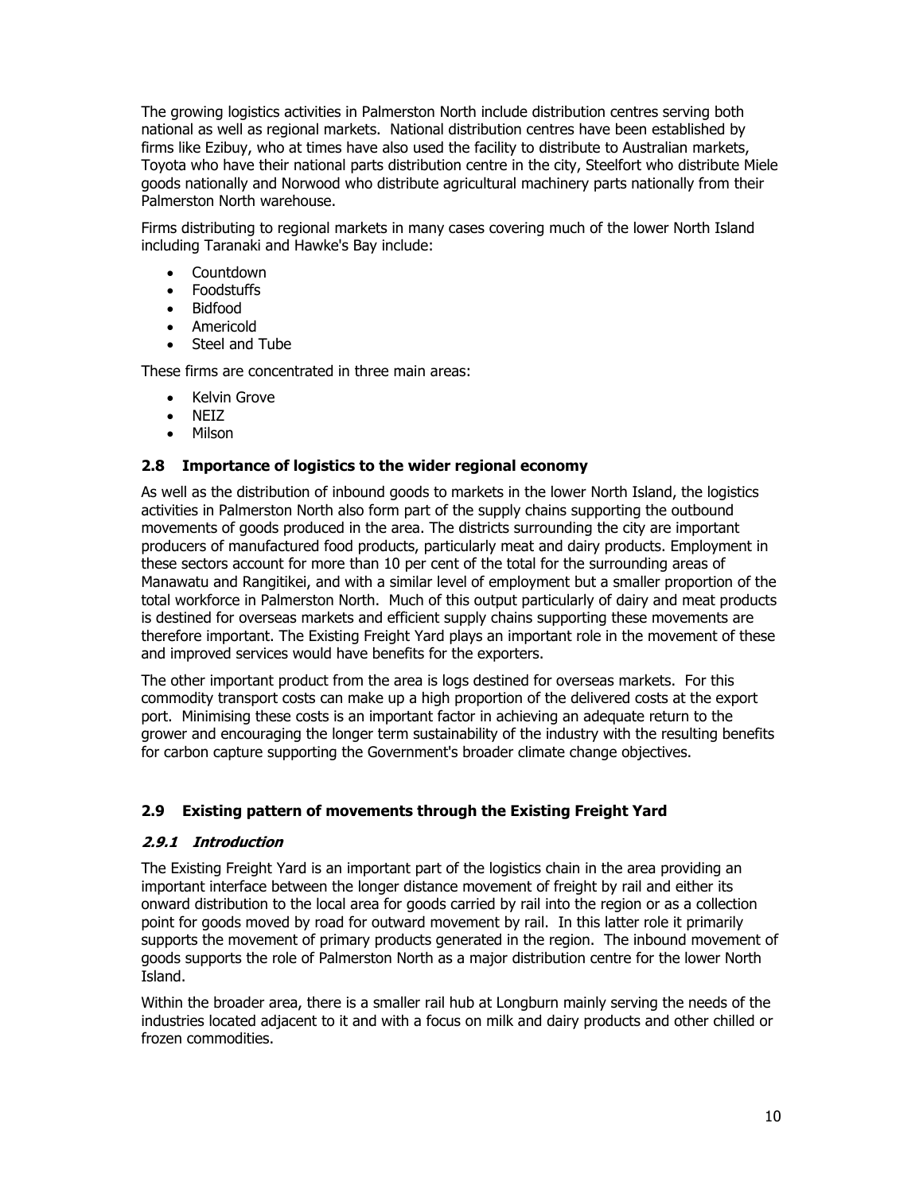The growing logistics activities in Palmerston North include distribution centres serving both national as well as regional markets. National distribution centres have been established by firms like Ezibuy, who at times have also used the facility to distribute to Australian markets, Toyota who have their national parts distribution centre in the city, Steelfort who distribute Miele goods nationally and Norwood who distribute agricultural machinery parts nationally from their Palmerston North warehouse.

Firms distributing to regional markets in many cases covering much of the lower North Island including Taranaki and Hawke's Bay include:

- Countdown
- Foodstuffs
- Bidfood
- Americold
- Steel and Tube

These firms are concentrated in three main areas:

- Kelvin Grove
- NEIZ
- Milson

## 2.8 Importance of logistics to the wider regional economy

As well as the distribution of inbound goods to markets in the lower North Island, the logistics activities in Palmerston North also form part of the supply chains supporting the outbound movements of goods produced in the area. The districts surrounding the city are important producers of manufactured food products, particularly meat and dairy products. Employment in these sectors account for more than 10 per cent of the total for the surrounding areas of Manawatu and Rangitikei, and with a similar level of employment but a smaller proportion of the total workforce in Palmerston North. Much of this output particularly of dairy and meat products is destined for overseas markets and efficient supply chains supporting these movements are therefore important. The Existing Freight Yard plays an important role in the movement of these and improved services would have benefits for the exporters.

The other important product from the area is logs destined for overseas markets. For this commodity transport costs can make up a high proportion of the delivered costs at the export port. Minimising these costs is an important factor in achieving an adequate return to the grower and encouraging the longer term sustainability of the industry with the resulting benefits for carbon capture supporting the Government's broader climate change objectives.

## 2.9 Existing pattern of movements through the Existing Freight Yard

### *2.9.1 Introduction*

The Existing Freight Yard is an important part of the logistics chain in the area providing an important interface between the longer distance movement of freight by rail and either its onward distribution to the local area for goods carried by rail into the region or as a collection point for goods moved by road for outward movement by rail. In this latter role it primarily supports the movement of primary products generated in the region. The inbound movement of goods supports the role of Palmerston North as a major distribution centre for the lower North Island.

Within the broader area, there is a smaller rail hub at Longburn mainly serving the needs of the industries located adjacent to it and with a focus on milk and dairy products and other chilled or frozen commodities.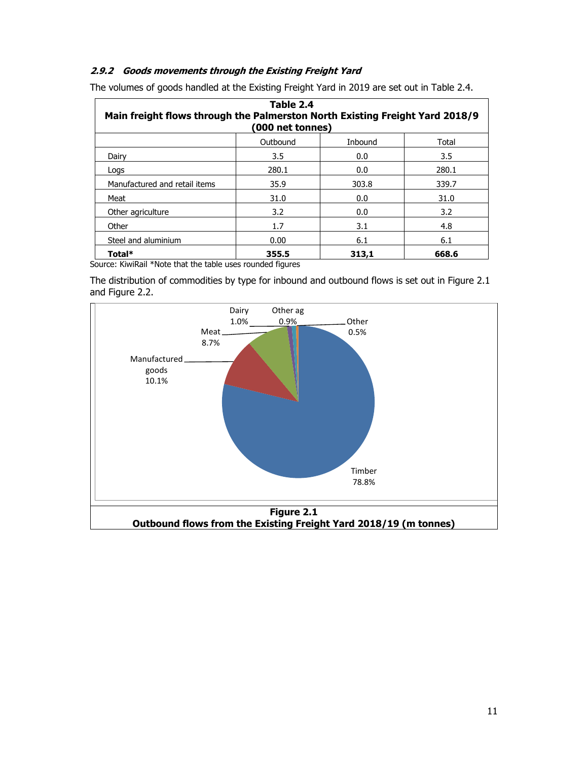### *2.9.2 Goods movements through the Existing Freight Yard*

The volumes of goods handled at the Existing Freight Yard in 2019 are set out in Table 2.4.

**Table 2.4**
**Main freight flows through the Palmerston North Existing Freight Yard 2018/9 (000 net tonnes)**

| | Outbound | Inbound | Total |
|---|---|---|---|
| Dairy | 3.5 | 0.0 | 3.5 |
| Logs | 280.1 | 0.0 | 280.1 |
| Manufactured and retail items | 35.9 | 303.8 | 339.7 |
| Meat | 31.0 | 0.0 | 31.0 |
| Other agriculture | 3.2 | 0.0 | 3.2 |
| Other | 1.7 | 3.1 | 4.8 |
| Steel and aluminium | 0.00 | 6.1 | 6.1 |
| **Total*** | **355.5** | **313,1** | **668.6** |

Source: KiwiRail *Note that the table uses rounded figures

The distribution of commodities by type for inbound and outbound flows is set out in Figure 2.1 and Figure 2.2.

Dairy 1.0%, Other ag 0.9%, Other 0.5%, Meat 8.7%, Manufactured goods 10.1%, Timber 78.8%

**Figure 2.1**
**Outbound flows from the Existing Freight Yard 2018/19 (m tonnes)**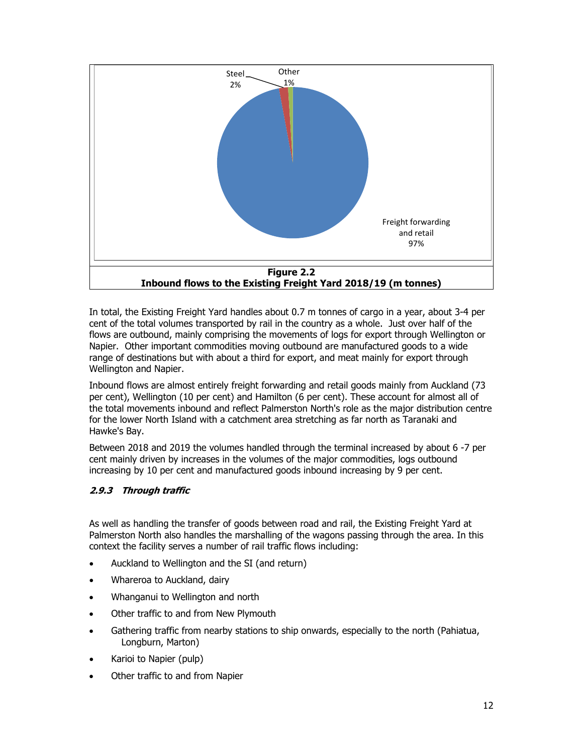Steel 2%

Other 1%

Freight forwarding and retail 97%

**Figure 2.2**
**Inbound flows to the Existing Freight Yard 2018/19 (m tonnes)**

In total, the Existing Freight Yard handles about 0.7 m tonnes of cargo in a year, about 3-4 per cent of the total volumes transported by rail in the country as a whole. Just over half of the flows are outbound, mainly comprising the movements of logs for export through Wellington or Napier. Other important commodities moving outbound are manufactured goods to a wide range of destinations but with about a third for export, and meat mainly for export through Wellington and Napier.

Inbound flows are almost entirely freight forwarding and retail goods mainly from Auckland (73 per cent), Wellington (10 per cent) and Hamilton (6 per cent). These account for almost all of the total movements inbound and reflect Palmerston North's role as the major distribution centre for the lower North Island with a catchment area stretching as far north as Taranaki and Hawke's Bay.

Between 2018 and 2019 the volumes handled through the terminal increased by about 6 -7 per cent mainly driven by increases in the volumes of the major commodities, logs outbound increasing by 10 per cent and manufactured goods inbound increasing by 9 per cent.

### *2.9.3 Through traffic*

As well as handling the transfer of goods between road and rail, the Existing Freight Yard at Palmerston North also handles the marshalling of the wagons passing through the area. In this context the facility serves a number of rail traffic flows including:

- Auckland to Wellington and the SI (and return)
- Whareroa to Auckland, dairy
- Whanganui to Wellington and north
- Other traffic to and from New Plymouth
- Gathering traffic from nearby stations to ship onwards, especially to the north (Pahiatua, Longburn, Marton)
- Karioi to Napier (pulp)
- Other traffic to and from Napier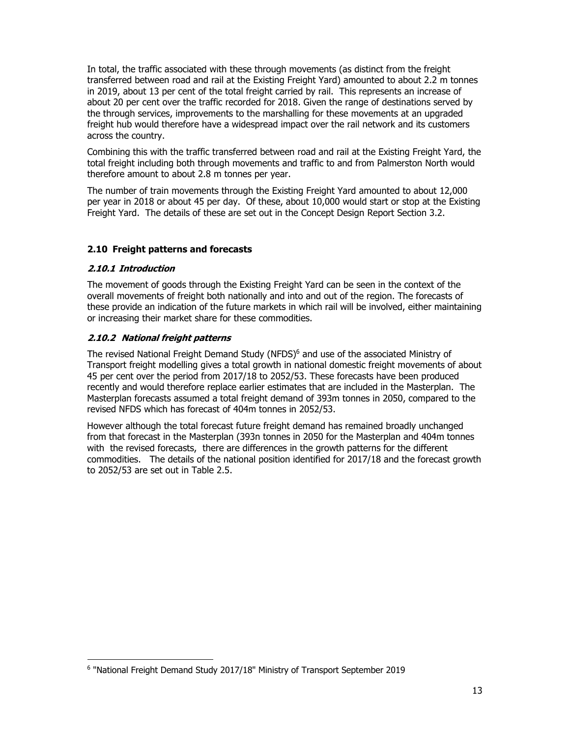In total, the traffic associated with these through movements (as distinct from the freight transferred between road and rail at the Existing Freight Yard) amounted to about 2.2 m tonnes in 2019, about 13 per cent of the total freight carried by rail. This represents an increase of about 20 per cent over the traffic recorded for 2018. Given the range of destinations served by the through services, improvements to the marshalling for these movements at an upgraded freight hub would therefore have a widespread impact over the rail network and its customers across the country.

Combining this with the traffic transferred between road and rail at the Existing Freight Yard, the total freight including both through movements and traffic to and from Palmerston North would therefore amount to about 2.8 m tonnes per year.

The number of train movements through the Existing Freight Yard amounted to about 12,000 per year in 2018 or about 45 per day. Of these, about 10,000 would start or stop at the Existing Freight Yard. The details of these are set out in the Concept Design Report Section 3.2.

## 2.10 Freight patterns and forecasts

### *2.10.1 Introduction*

The movement of goods through the Existing Freight Yard can be seen in the context of the overall movements of freight both nationally and into and out of the region. The forecasts of these provide an indication of the future markets in which rail will be involved, either maintaining or increasing their market share for these commodities.

### *2.10.2 National freight patterns*

The revised National Freight Demand Study (NFDS)[6] and use of the associated Ministry of Transport freight modelling gives a total growth in national domestic freight movements of about 45 per cent over the period from 2017/18 to 2052/53. These forecasts have been produced recently and would therefore replace earlier estimates that are included in the Masterplan. The Masterplan forecasts assumed a total freight demand of 393m tonnes in 2050, compared to the revised NFDS which has forecast of 404m tonnes in 2052/53.

However although the total forecast future freight demand has remained broadly unchanged from that forecast in the Masterplan (393n tonnes in 2050 for the Masterplan and 404m tonnes with the revised forecasts, there are differences in the growth patterns for the different commodities. The details of the national position identified for 2017/18 and the forecast growth to 2052/53 are set out in Table 2.5.

[6] "National Freight Demand Study 2017/18" Ministry of Transport September 2019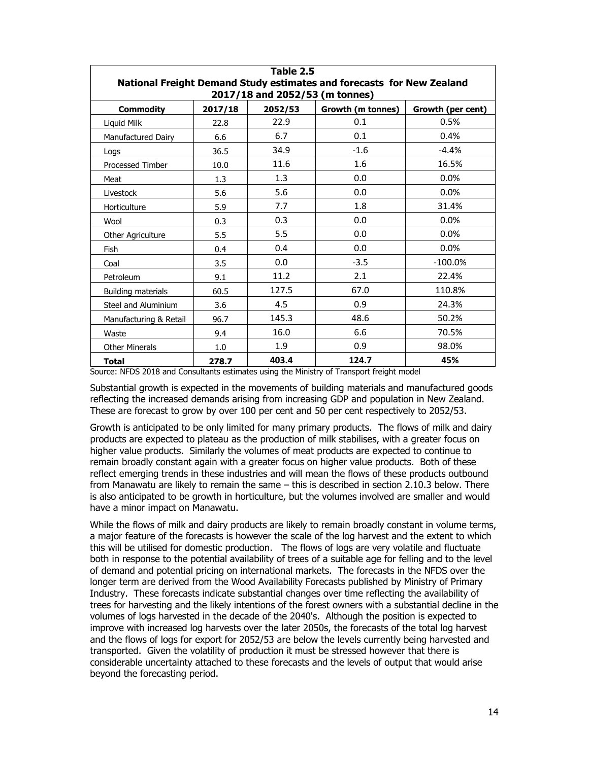| Table 2.5<br>National Freight Demand Study estimates and forecasts for New Zealand<br>2017/18 and 2052/53 (m tonnes) | | | | |
|---|---|---|---|---|
| **Commodity** | **2017/18** | **2052/53** | **Growth (m tonnes)** | **Growth (per cent)** |
| Liquid Milk | 22.8 | 22.9 | 0.1 | 0.5% |
| Manufactured Dairy | 6.6 | 6.7 | 0.1 | 0.4% |
| Logs | 36.5 | 34.9 | -1.6 | -4.4% |
| Processed Timber | 10.0 | 11.6 | 1.6 | 16.5% |
| Meat | 1.3 | 1.3 | 0.0 | 0.0% |
| Livestock | 5.6 | 5.6 | 0.0 | 0.0% |
| Horticulture | 5.9 | 7.7 | 1.8 | 31.4% |
| Wool | 0.3 | 0.3 | 0.0 | 0.0% |
| Other Agriculture | 5.5 | 5.5 | 0.0 | 0.0% |
| Fish | 0.4 | 0.4 | 0.0 | 0.0% |
| Coal | 3.5 | 0.0 | -3.5 | -100.0% |
| Petroleum | 9.1 | 11.2 | 2.1 | 22.4% |
| Building materials | 60.5 | 127.5 | 67.0 | 110.8% |
| Steel and Aluminium | 3.6 | 4.5 | 0.9 | 24.3% |
| Manufacturing & Retail | 96.7 | 145.3 | 48.6 | 50.2% |
| Waste | 9.4 | 16.0 | 6.6 | 70.5% |
| Other Minerals | 1.0 | 1.9 | 0.9 | 98.0% |
| **Total** | **278.7** | **403.4** | **124.7** | **45%** |

Source: NFDS 2018 and Consultants estimates using the Ministry of Transport freight model

Substantial growth is expected in the movements of building materials and manufactured goods reflecting the increased demands arising from increasing GDP and population in New Zealand. These are forecast to grow by over 100 per cent and 50 per cent respectively to 2052/53.

Growth is anticipated to be only limited for many primary products. The flows of milk and dairy products are expected to plateau as the production of milk stabilises, with a greater focus on higher value products. Similarly the volumes of meat products are expected to continue to remain broadly constant again with a greater focus on higher value products. Both of these reflect emerging trends in these industries and will mean the flows of these products outbound from Manawatu are likely to remain the same – this is described in section 2.10.3 below. There is also anticipated to be growth in horticulture, but the volumes involved are smaller and would have a minor impact on Manawatu.

While the flows of milk and dairy products are likely to remain broadly constant in volume terms, a major feature of the forecasts is however the scale of the log harvest and the extent to which this will be utilised for domestic production. The flows of logs are very volatile and fluctuate both in response to the potential availability of trees of a suitable age for felling and to the level of demand and potential pricing on international markets. The forecasts in the NFDS over the longer term are derived from the Wood Availability Forecasts published by Ministry of Primary Industry. These forecasts indicate substantial changes over time reflecting the availability of trees for harvesting and the likely intentions of the forest owners with a substantial decline in the volumes of logs harvested in the decade of the 2040's. Although the position is expected to improve with increased log harvests over the later 2050s, the forecasts of the total log harvest and the flows of logs for export for 2052/53 are below the levels currently being harvested and transported. Given the volatility of production it must be stressed however that there is considerable uncertainty attached to these forecasts and the levels of output that would arise beyond the forecasting period.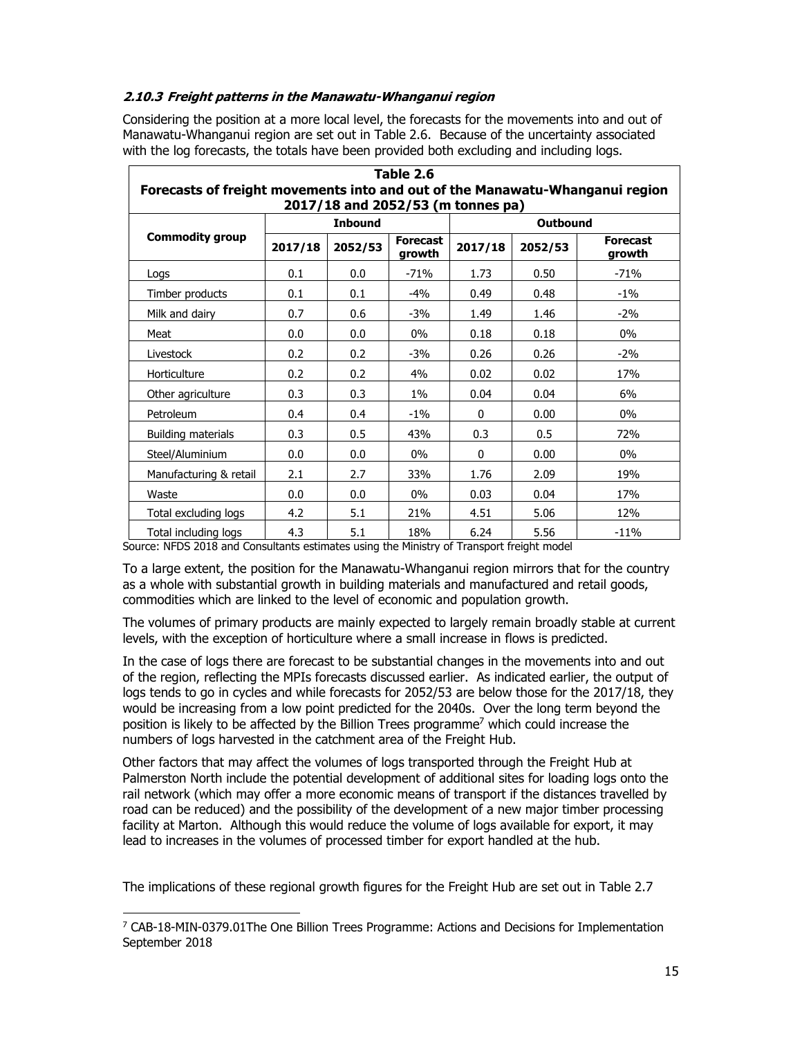#### *2.10.3 Freight patterns in the Manawatu-Whanganui region*

Considering the position at a more local level, the forecasts for the movements into and out of Manawatu-Whanganui region are set out in Table 2.6. Because of the uncertainty associated with the log forecasts, the totals have been provided both excluding and including logs.

**Table 2.6**
**Forecasts of freight movements into and out of the Manawatu-Whanganui region 2017/18 and 2052/53 (m tonnes pa)**

| Commodity group | Inbound | | | Outbound | | |
|---|---|---|---|---|---|---|
| | 2017/18 | 2052/53 | Forecast growth | 2017/18 | 2052/53 | Forecast growth |
| Logs | 0.1 | 0.0 | -71% | 1.73 | 0.50 | -71% |
| Timber products | 0.1 | 0.1 | -4% | 0.49 | 0.48 | -1% |
| Milk and dairy | 0.7 | 0.6 | -3% | 1.49 | 1.46 | -2% |
| Meat | 0.0 | 0.0 | 0% | 0.18 | 0.18 | 0% |
| Livestock | 0.2 | 0.2 | -3% | 0.26 | 0.26 | -2% |
| Horticulture | 0.2 | 0.2 | 4% | 0.02 | 0.02 | 17% |
| Other agriculture | 0.3 | 0.3 | 1% | 0.04 | 0.04 | 6% |
| Petroleum | 0.4 | 0.4 | -1% | 0 | 0.00 | 0% |
| Building materials | 0.3 | 0.5 | 43% | 0.3 | 0.5 | 72% |
| Steel/Aluminium | 0.0 | 0.0 | 0% | 0 | 0.00 | 0% |
| Manufacturing & retail | 2.1 | 2.7 | 33% | 1.76 | 2.09 | 19% |
| Waste | 0.0 | 0.0 | 0% | 0.03 | 0.04 | 17% |
| Total excluding logs | 4.2 | 5.1 | 21% | 4.51 | 5.06 | 12% |
| Total including logs | 4.3 | 5.1 | 18% | 6.24 | 5.56 | -11% |

Source: NFDS 2018 and Consultants estimates using the Ministry of Transport freight model

To a large extent, the position for the Manawatu-Whanganui region mirrors that for the country as a whole with substantial growth in building materials and manufactured and retail goods, commodities which are linked to the level of economic and population growth.

The volumes of primary products are mainly expected to largely remain broadly stable at current levels, with the exception of horticulture where a small increase in flows is predicted.

In the case of logs there are forecast to be substantial changes in the movements into and out of the region, reflecting the MPIs forecasts discussed earlier. As indicated earlier, the output of logs tends to go in cycles and while forecasts for 2052/53 are below those for the 2017/18, they would be increasing from a low point predicted for the 2040s. Over the long term beyond the position is likely to be affected by the Billion Trees programme[7] which could increase the numbers of logs harvested in the catchment area of the Freight Hub.

Other factors that may affect the volumes of logs transported through the Freight Hub at Palmerston North include the potential development of additional sites for loading logs onto the rail network (which may offer a more economic means of transport if the distances travelled by road can be reduced) and the possibility of the development of a new major timber processing facility at Marton. Although this would reduce the volume of logs available for export, it may lead to increases in the volumes of processed timber for export handled at the hub.

The implications of these regional growth figures for the Freight Hub are set out in Table 2.7

[7] CAB-18-MIN-0379.01The One Billion Trees Programme: Actions and Decisions for Implementation September 2018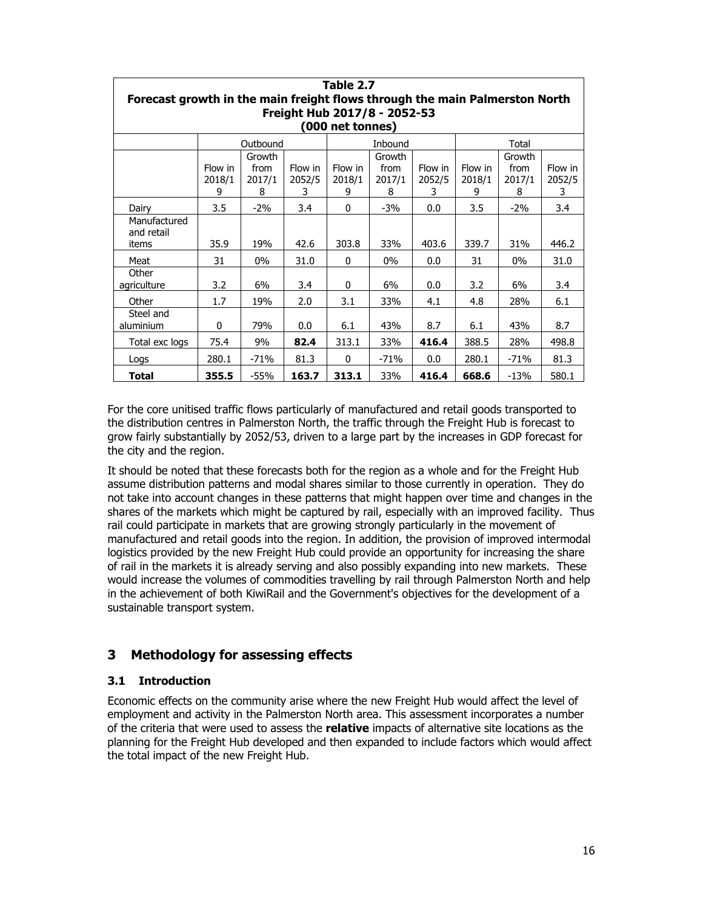**Table 2.7**
**Forecast growth in the main freight flows through the main Palmerston North Freight Hub 2017/8 - 2052-53**
**(000 net tonnes)**

| | Outbound | | | Inbound | | | Total | | |
|---|---|---|---|---|---|---|---|---|---|
| | Flow in 2018/19 | Growth from 2017/18 | Flow in 2052/53 | Flow in 2018/19 | Growth from 2017/18 | Flow in 2052/53 | Flow in 2018/19 | Growth from 2017/18 | Flow in 2052/53 |
| Dairy | 3.5 | -2% | 3.4 | 0 | -3% | 0.0 | 3.5 | -2% | 3.4 |
| Manufactured and retail items | 35.9 | 19% | 42.6 | 303.8 | 33% | 403.6 | 339.7 | 31% | 446.2 |
| Meat | 31 | 0% | 31.0 | 0 | 0% | 0.0 | 31 | 0% | 31.0 |
| Other agriculture | 3.2 | 6% | 3.4 | 0 | 6% | 0.0 | 3.2 | 6% | 3.4 |
| Other | 1.7 | 19% | 2.0 | 3.1 | 33% | 4.1 | 4.8 | 28% | 6.1 |
| Steel and aluminium | 0 | 79% | 0.0 | 6.1 | 43% | 8.7 | 6.1 | 43% | 8.7 |
| Total exc logs | 75.4 | 9% | **82.4** | 313.1 | 33% | **416.4** | 388.5 | 28% | 498.8 |
| Logs | 280.1 | -71% | 81.3 | 0 | -71% | 0.0 | 280.1 | -71% | 81.3 |
| **Total** | **355.5** | -55% | **163.7** | **313.1** | 33% | **416.4** | **668.6** | -13% | 580.1 |

For the core unitised traffic flows particularly of manufactured and retail goods transported to the distribution centres in Palmerston North, the traffic through the Freight Hub is forecast to grow fairly substantially by 2052/53, driven to a large part by the increases in GDP forecast for the city and the region.

It should be noted that these forecasts both for the region as a whole and for the Freight Hub assume distribution patterns and modal shares similar to those currently in operation. They do not take into account changes in these patterns that might happen over time and changes in the shares of the markets which might be captured by rail, especially with an improved facility. Thus rail could participate in markets that are growing strongly particularly in the movement of manufactured and retail goods into the region. In addition, the provision of improved intermodal logistics provided by the new Freight Hub could provide an opportunity for increasing the share of rail in the markets it is already serving and also possibly expanding into new markets. These would increase the volumes of commodities travelling by rail through Palmerston North and help in the achievement of both KiwiRail and the Government's objectives for the development of a sustainable transport system.

## 3 Methodology for assessing effects

### 3.1 Introduction

Economic effects on the community arise where the new Freight Hub would affect the level of employment and activity in the Palmerston North area. This assessment incorporates a number of the criteria that were used to assess the **relative** impacts of alternative site locations as the planning for the Freight Hub developed and then expanded to include factors which would affect the total impact of the new Freight Hub.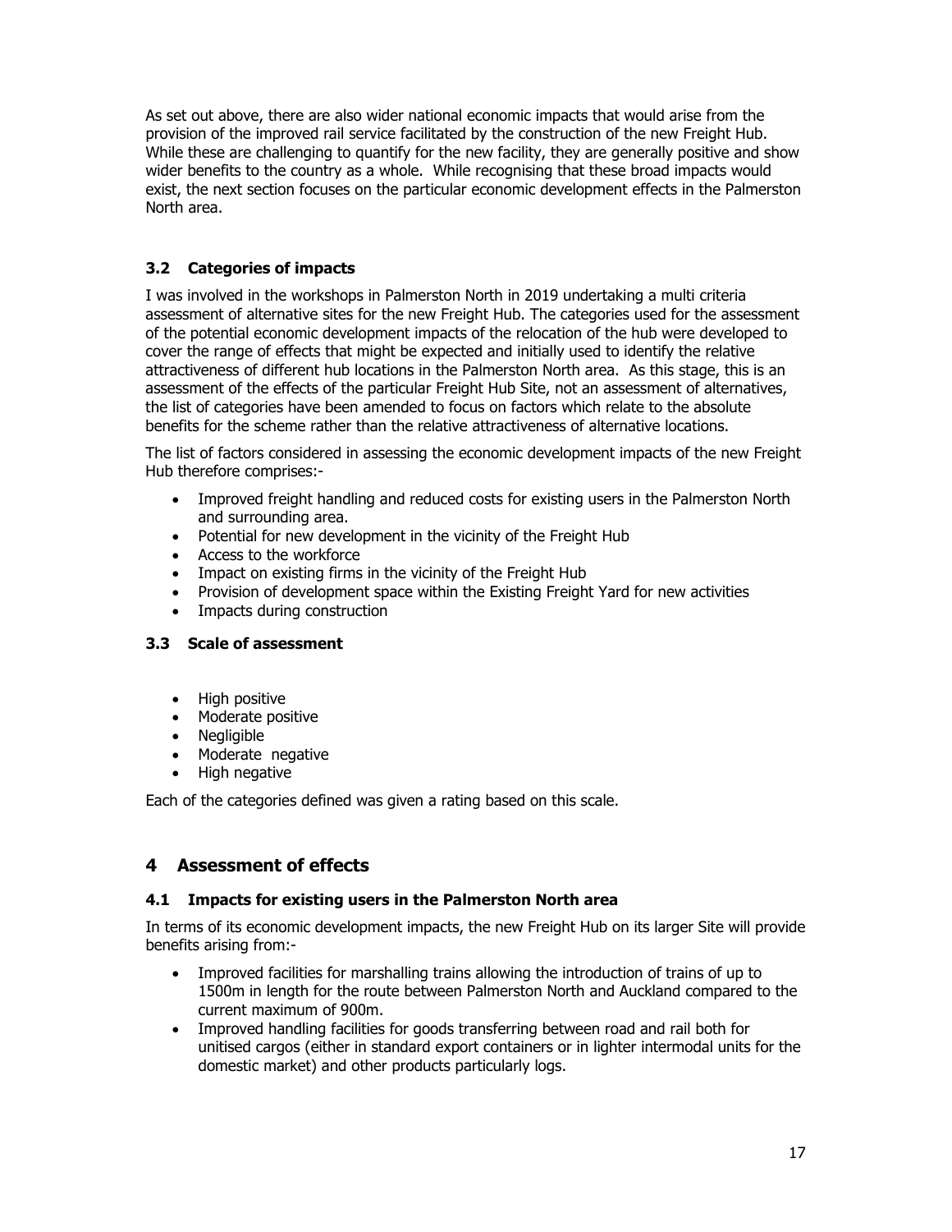As set out above, there are also wider national economic impacts that would arise from the provision of the improved rail service facilitated by the construction of the new Freight Hub. While these are challenging to quantify for the new facility, they are generally positive and show wider benefits to the country as a whole. While recognising that these broad impacts would exist, the next section focuses on the particular economic development effects in the Palmerston North area.

### 3.2 Categories of impacts

I was involved in the workshops in Palmerston North in 2019 undertaking a multi criteria assessment of alternative sites for the new Freight Hub. The categories used for the assessment of the potential economic development impacts of the relocation of the hub were developed to cover the range of effects that might be expected and initially used to identify the relative attractiveness of different hub locations in the Palmerston North area. As this stage, this is an assessment of the effects of the particular Freight Hub Site, not an assessment of alternatives, the list of categories have been amended to focus on factors which relate to the absolute benefits for the scheme rather than the relative attractiveness of alternative locations.

The list of factors considered in assessing the economic development impacts of the new Freight Hub therefore comprises:-

- Improved freight handling and reduced costs for existing users in the Palmerston North and surrounding area.
- Potential for new development in the vicinity of the Freight Hub
- Access to the workforce
- Impact on existing firms in the vicinity of the Freight Hub
- Provision of development space within the Existing Freight Yard for new activities
- Impacts during construction

### 3.3 Scale of assessment

- High positive
- Moderate positive
- Negligible
- Moderate negative
- High negative

Each of the categories defined was given a rating based on this scale.

## 4 Assessment of effects

### 4.1 Impacts for existing users in the Palmerston North area

In terms of its economic development impacts, the new Freight Hub on its larger Site will provide benefits arising from:-

- Improved facilities for marshalling trains allowing the introduction of trains of up to 1500m in length for the route between Palmerston North and Auckland compared to the current maximum of 900m.
- Improved handling facilities for goods transferring between road and rail both for unitised cargos (either in standard export containers or in lighter intermodal units for the domestic market) and other products particularly logs.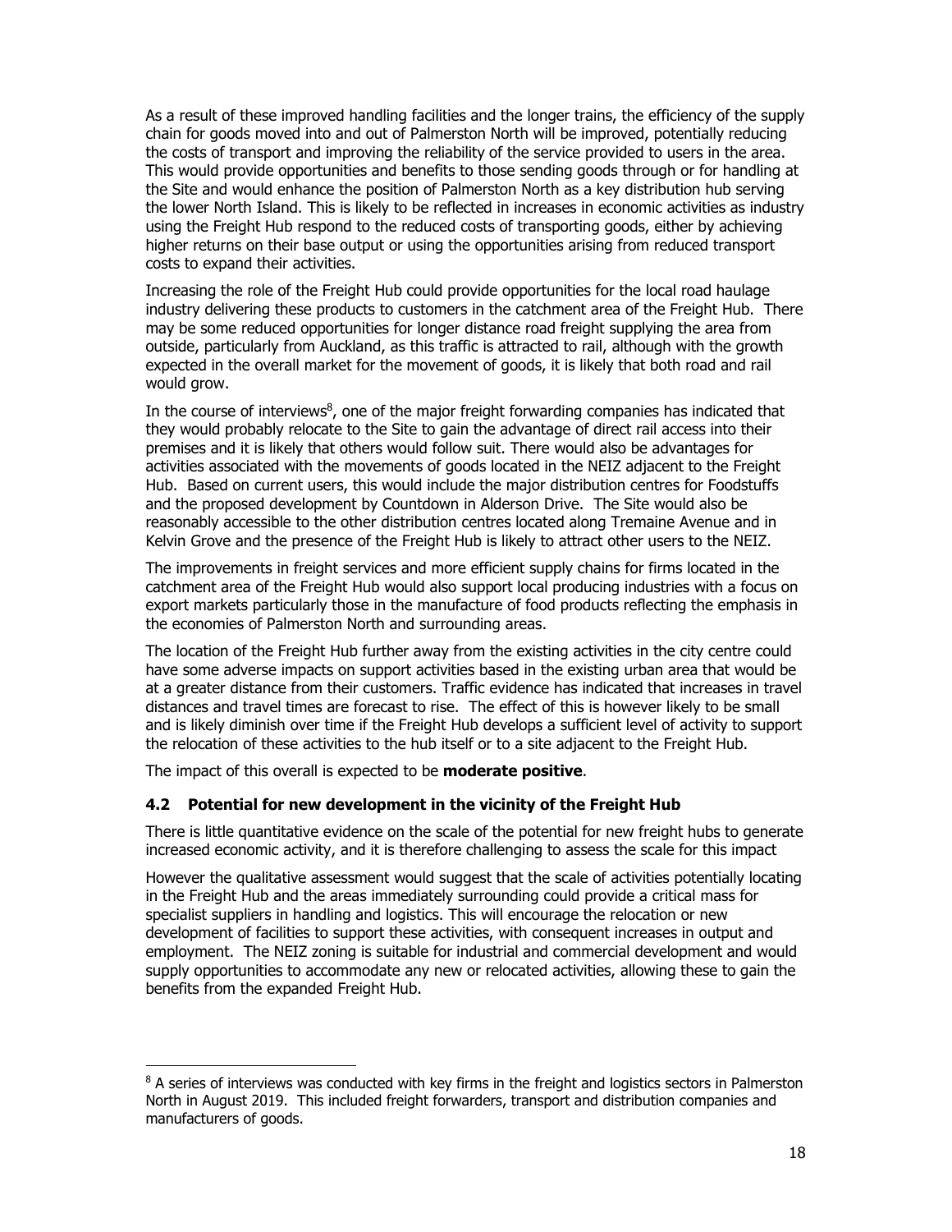As a result of these improved handling facilities and the longer trains, the efficiency of the supply chain for goods moved into and out of Palmerston North will be improved, potentially reducing the costs of transport and improving the reliability of the service provided to users in the area. This would provide opportunities and benefits to those sending goods through or for handling at the Site and would enhance the position of Palmerston North as a key distribution hub serving the lower North Island. This is likely to be reflected in increases in economic activities as industry using the Freight Hub respond to the reduced costs of transporting goods, either by achieving higher returns on their base output or using the opportunities arising from reduced transport costs to expand their activities.

Increasing the role of the Freight Hub could provide opportunities for the local road haulage industry delivering these products to customers in the catchment area of the Freight Hub. There may be some reduced opportunities for longer distance road freight supplying the area from outside, particularly from Auckland, as this traffic is attracted to rail, although with the growth expected in the overall market for the movement of goods, it is likely that both road and rail would grow.

In the course of interviews[8], one of the major freight forwarding companies has indicated that they would probably relocate to the Site to gain the advantage of direct rail access into their premises and it is likely that others would follow suit. There would also be advantages for activities associated with the movements of goods located in the NEIZ adjacent to the Freight Hub. Based on current users, this would include the major distribution centres for Foodstuffs and the proposed development by Countdown in Alderson Drive. The Site would also be reasonably accessible to the other distribution centres located along Tremaine Avenue and in Kelvin Grove and the presence of the Freight Hub is likely to attract other users to the NEIZ.

The improvements in freight services and more efficient supply chains for firms located in the catchment area of the Freight Hub would also support local producing industries with a focus on export markets particularly those in the manufacture of food products reflecting the emphasis in the economies of Palmerston North and surrounding areas.

The location of the Freight Hub further away from the existing activities in the city centre could have some adverse impacts on support activities based in the existing urban area that would be at a greater distance from their customers. Traffic evidence has indicated that increases in travel distances and travel times are forecast to rise. The effect of this is however likely to be small and is likely diminish over time if the Freight Hub develops a sufficient level of activity to support the relocation of these activities to the hub itself or to a site adjacent to the Freight Hub.

The impact of this overall is expected to be **moderate positive**.

### 4.2 Potential for new development in the vicinity of the Freight Hub

There is little quantitative evidence on the scale of the potential for new freight hubs to generate increased economic activity, and it is therefore challenging to assess the scale for this impact

However the qualitative assessment would suggest that the scale of activities potentially locating in the Freight Hub and the areas immediately surrounding could provide a critical mass for specialist suppliers in handling and logistics. This will encourage the relocation or new development of facilities to support these activities, with consequent increases in output and employment. The NEIZ zoning is suitable for industrial and commercial development and would supply opportunities to accommodate any new or relocated activities, allowing these to gain the benefits from the expanded Freight Hub.

---

[8] A series of interviews was conducted with key firms in the freight and logistics sectors in Palmerston North in August 2019. This included freight forwarders, transport and distribution companies and manufacturers of goods.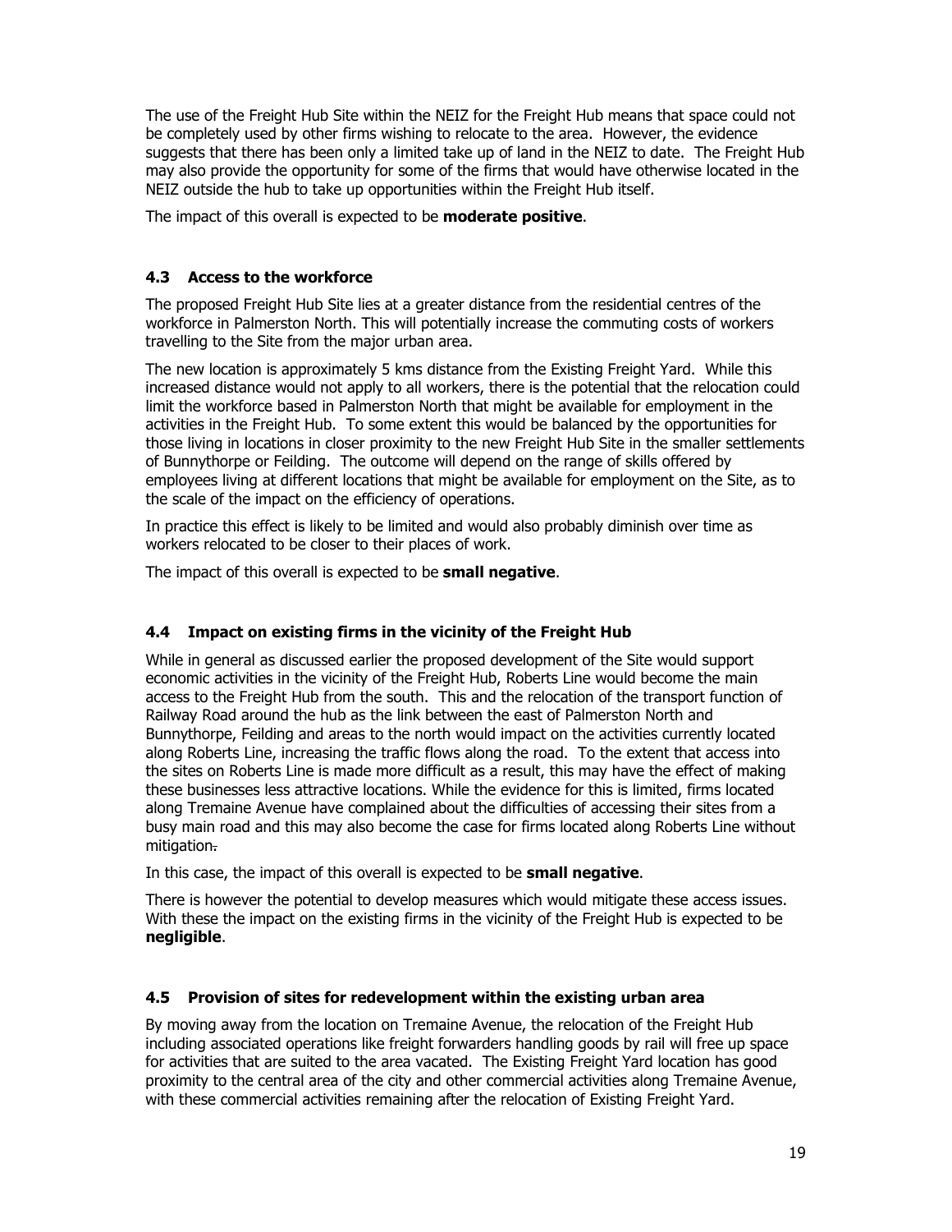The use of the Freight Hub Site within the NEIZ for the Freight Hub means that space could not be completely used by other firms wishing to relocate to the area. However, the evidence suggests that there has been only a limited take up of land in the NEIZ to date. The Freight Hub may also provide the opportunity for some of the firms that would have otherwise located in the NEIZ outside the hub to take up opportunities within the Freight Hub itself.

The impact of this overall is expected to be **moderate positive**.

### 4.3 Access to the workforce

The proposed Freight Hub Site lies at a greater distance from the residential centres of the workforce in Palmerston North. This will potentially increase the commuting costs of workers travelling to the Site from the major urban area.

The new location is approximately 5 kms distance from the Existing Freight Yard. While this increased distance would not apply to all workers, there is the potential that the relocation could limit the workforce based in Palmerston North that might be available for employment in the activities in the Freight Hub. To some extent this would be balanced by the opportunities for those living in locations in closer proximity to the new Freight Hub Site in the smaller settlements of Bunnythorpe or Feilding. The outcome will depend on the range of skills offered by employees living at different locations that might be available for employment on the Site, as to the scale of the impact on the efficiency of operations.

In practice this effect is likely to be limited and would also probably diminish over time as workers relocated to be closer to their places of work.

The impact of this overall is expected to be **small negative**.

### 4.4 Impact on existing firms in the vicinity of the Freight Hub

While in general as discussed earlier the proposed development of the Site would support economic activities in the vicinity of the Freight Hub, Roberts Line would become the main access to the Freight Hub from the south. This and the relocation of the transport function of Railway Road around the hub as the link between the east of Palmerston North and Bunnythorpe, Feilding and areas to the north would impact on the activities currently located along Roberts Line, increasing the traffic flows along the road. To the extent that access into the sites on Roberts Line is made more difficult as a result, this may have the effect of making these businesses less attractive locations. While the evidence for this is limited, firms located along Tremaine Avenue have complained about the difficulties of accessing their sites from a busy main road and this may also become the case for firms located along Roberts Line without mitigation.

In this case, the impact of this overall is expected to be **small negative**.

There is however the potential to develop measures which would mitigate these access issues. With these the impact on the existing firms in the vicinity of the Freight Hub is expected to be **negligible**.

### 4.5 Provision of sites for redevelopment within the existing urban area

By moving away from the location on Tremaine Avenue, the relocation of the Freight Hub including associated operations like freight forwarders handling goods by rail will free up space for activities that are suited to the area vacated. The Existing Freight Yard location has good proximity to the central area of the city and other commercial activities along Tremaine Avenue, with these commercial activities remaining after the relocation of Existing Freight Yard.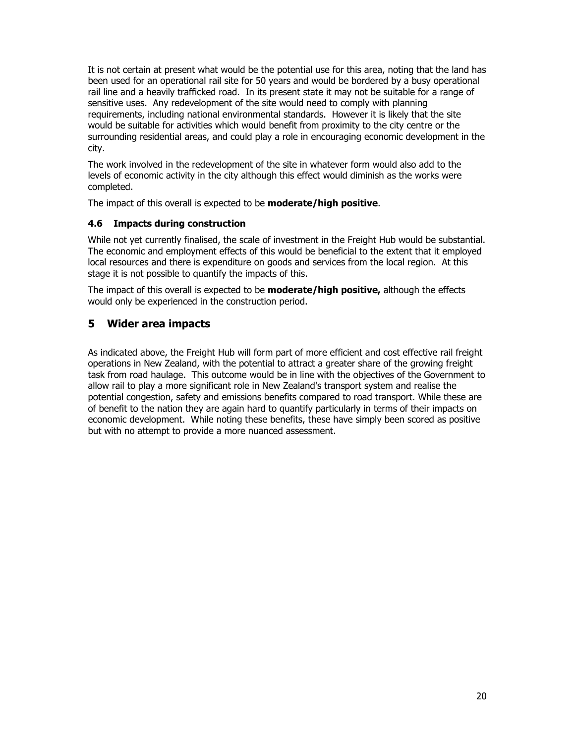It is not certain at present what would be the potential use for this area, noting that the land has been used for an operational rail site for 50 years and would be bordered by a busy operational rail line and a heavily trafficked road. In its present state it may not be suitable for a range of sensitive uses. Any redevelopment of the site would need to comply with planning requirements, including national environmental standards. However it is likely that the site would be suitable for activities which would benefit from proximity to the city centre or the surrounding residential areas, and could play a role in encouraging economic development in the city.

The work involved in the redevelopment of the site in whatever form would also add to the levels of economic activity in the city although this effect would diminish as the works were completed.

The impact of this overall is expected to be **moderate/high positive**.

### 4.6 Impacts during construction

While not yet currently finalised, the scale of investment in the Freight Hub would be substantial. The economic and employment effects of this would be beneficial to the extent that it employed local resources and there is expenditure on goods and services from the local region. At this stage it is not possible to quantify the impacts of this.

The impact of this overall is expected to be **moderate/high positive,** although the effects would only be experienced in the construction period.

## 5 Wider area impacts

As indicated above, the Freight Hub will form part of more efficient and cost effective rail freight operations in New Zealand, with the potential to attract a greater share of the growing freight task from road haulage. This outcome would be in line with the objectives of the Government to allow rail to play a more significant role in New Zealand's transport system and realise the potential congestion, safety and emissions benefits compared to road transport. While these are of benefit to the nation they are again hard to quantify particularly in terms of their impacts on economic development. While noting these benefits, these have simply been scored as positive but with no attempt to provide a more nuanced assessment.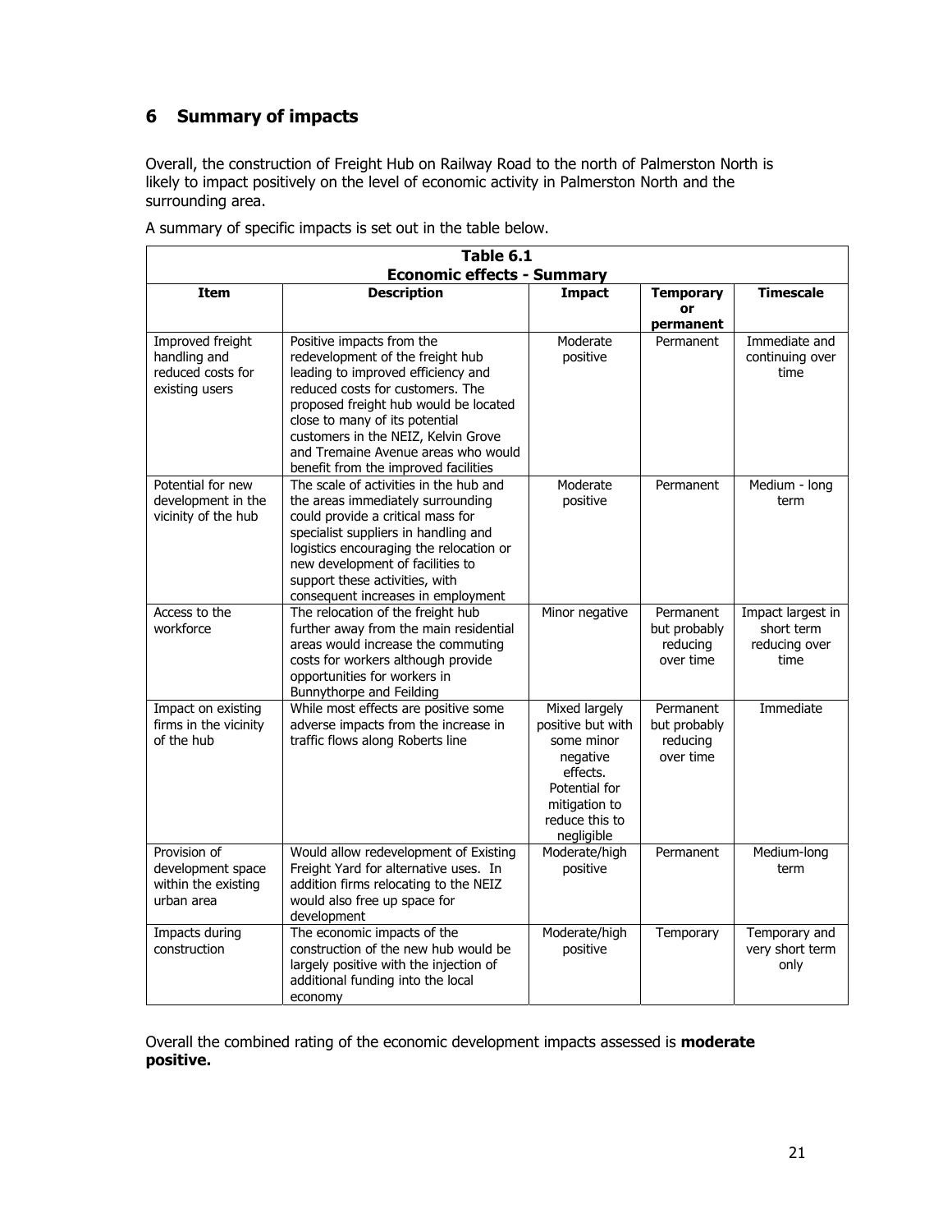## 6 Summary of impacts

Overall, the construction of Freight Hub on Railway Road to the north of Palmerston North is likely to impact positively on the level of economic activity in Palmerston North and the surrounding area.

A summary of specific impacts is set out in the table below.

**Table 6.1**
**Economic effects - Summary**

| Item | Description | Impact | Temporary or permanent | Timescale |
|---|---|---|---|---|
| Improved freight handling and reduced costs for existing users | Positive impacts from the redevelopment of the freight hub leading to improved efficiency and reduced costs for customers. The proposed freight hub would be located close to many of its potential customers in the NEIZ, Kelvin Grove and Tremaine Avenue areas who would benefit from the improved facilities | Moderate positive | Permanent | Immediate and continuing over time |
| Potential for new development in the vicinity of the hub | The scale of activities in the hub and the areas immediately surrounding could provide a critical mass for specialist suppliers in handling and logistics encouraging the relocation or new development of facilities to support these activities, with consequent increases in employment | Moderate positive | Permanent | Medium - long term |
| Access to the workforce | The relocation of the freight hub further away from the main residential areas would increase the commuting costs for workers although provide opportunities for workers in Bunnythorpe and Feilding | Minor negative | Permanent but probably reducing over time | Impact largest in short term reducing over time |
| Impact on existing firms in the vicinity of the hub | While most effects are positive some adverse impacts from the increase in traffic flows along Roberts line | Mixed largely positive but with some minor negative effects. Potential for mitigation to reduce this to negligible | Permanent but probably reducing over time | Immediate |
| Provision of development space within the existing urban area | Would allow redevelopment of Existing Freight Yard for alternative uses. In addition firms relocating to the NEIZ would also free up space for development | Moderate/high positive | Permanent | Medium-long term |
| Impacts during construction | The economic impacts of the construction of the new hub would be largely positive with the injection of additional funding into the local economy | Moderate/high positive | Temporary | Temporary and very short term only |

Overall the combined rating of the economic development impacts assessed is **moderate positive.**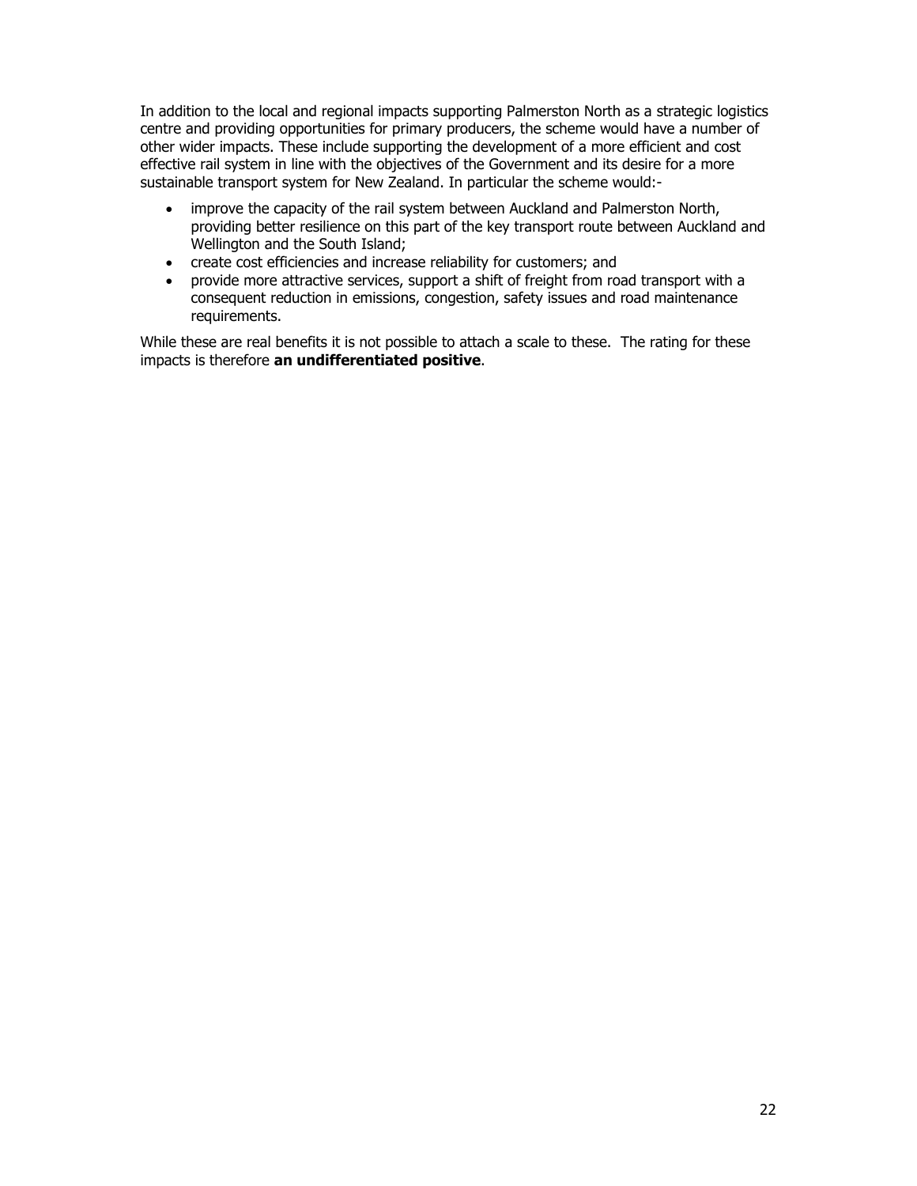In addition to the local and regional impacts supporting Palmerston North as a strategic logistics centre and providing opportunities for primary producers, the scheme would have a number of other wider impacts. These include supporting the development of a more efficient and cost effective rail system in line with the objectives of the Government and its desire for a more sustainable transport system for New Zealand. In particular the scheme would:-

- improve the capacity of the rail system between Auckland and Palmerston North, providing better resilience on this part of the key transport route between Auckland and Wellington and the South Island;
- create cost efficiencies and increase reliability for customers; and
- provide more attractive services, support a shift of freight from road transport with a consequent reduction in emissions, congestion, safety issues and road maintenance requirements.

While these are real benefits it is not possible to attach a scale to these. The rating for these impacts is therefore **an undifferentiated positive**.